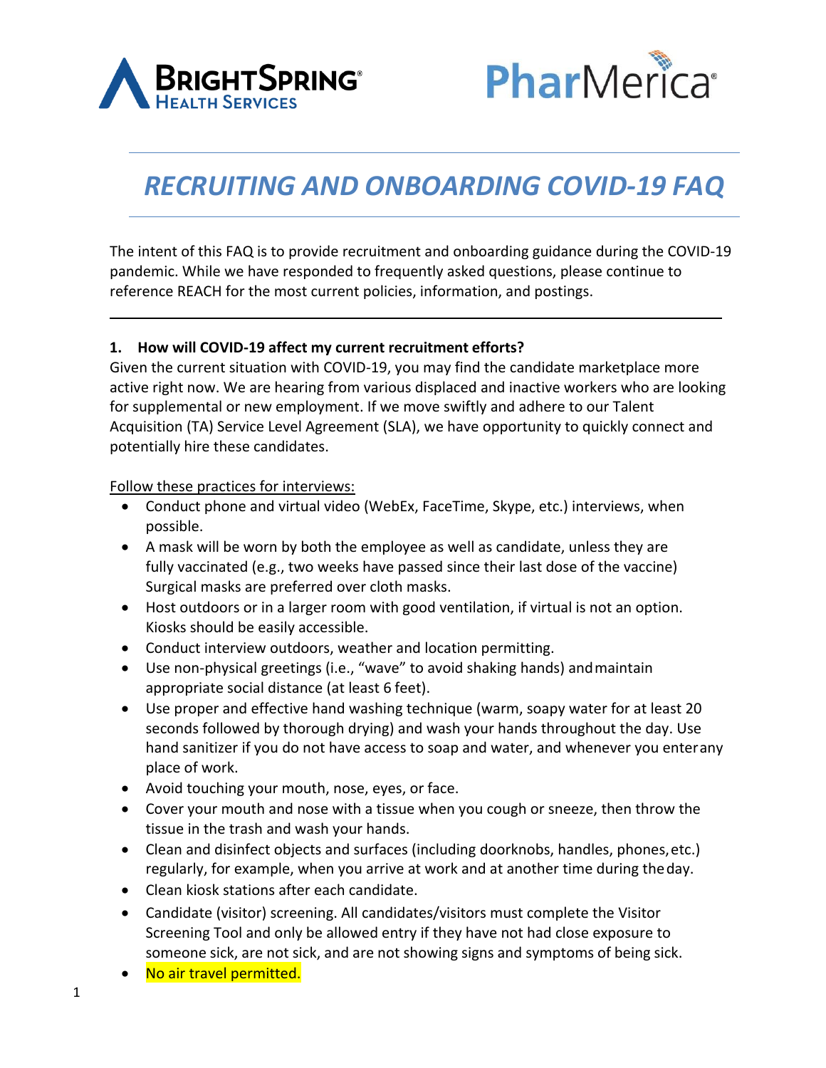# RECRUITING AND ONBOARDING COVID-19 FAQ

The intent of this FAQ is to provide recruitment and onboarding guidance during the COVID-19 pandemic. While we have responded to frequently asked questions, please continue to reference REACH for the most current policies, information, and postings.

---

**1. How will COVID-19 affect my current recruitment efforts?**

Given the current situation with COVID-19, you may find the candidate marketplace more active right now. We are hearing from various displaced and inactive workers who are looking for supplemental or new employment. If we move swiftly and adhere to our Talent Acquisition (TA) Service Level Agreement (SLA), we have opportunity to quickly connect and potentially hire these candidates.

Follow these practices for interviews:

- Conduct phone and virtual video (WebEx, FaceTime, Skype, etc.) interviews, when possible.
- A mask will be worn by both the employee as well as candidate, unless they are fully vaccinated (e.g., two weeks have passed since their last dose of the vaccine) Surgical masks are preferred over cloth masks.
- Host outdoors or in a larger room with good ventilation, if virtual is not an option. Kiosks should be easily accessible.
- Conduct interview outdoors, weather and location permitting.
- Use non-physical greetings (i.e., "wave" to avoid shaking hands) and maintain appropriate social distance (at least 6 feet).
- Use proper and effective hand washing technique (warm, soapy water for at least 20 seconds followed by thorough drying) and wash your hands throughout the day. Use hand sanitizer if you do not have access to soap and water, and whenever you enter any place of work.
- Avoid touching your mouth, nose, eyes, or face.
- Cover your mouth and nose with a tissue when you cough or sneeze, then throw the tissue in the trash and wash your hands.
- Clean and disinfect objects and surfaces (including doorknobs, handles, phones, etc.) regularly, for example, when you arrive at work and at another time during the day.
- Clean kiosk stations after each candidate.
- Candidate (visitor) screening. All candidates/visitors must complete the Visitor Screening Tool and only be allowed entry if they have not had close exposure to someone sick, are not sick, and are not showing signs and symptoms of being sick.
- No air travel permitted.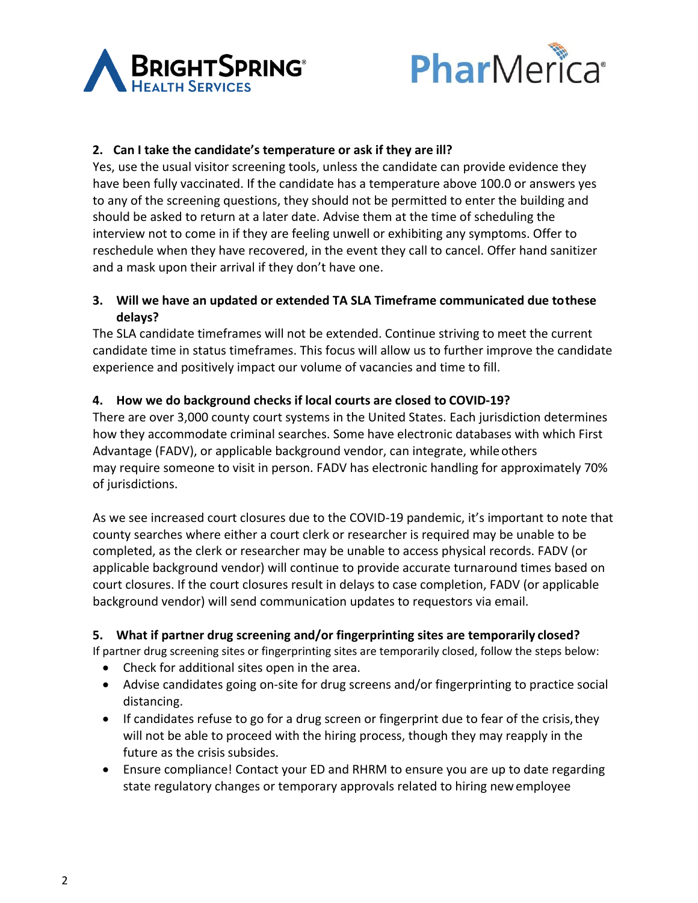2. **Can I take the candidate's temperature or ask if they are ill?**

   Yes, use the usual visitor screening tools, unless the candidate can provide evidence they have been fully vaccinated. If the candidate has a temperature above 100.0 or answers yes to any of the screening questions, they should not be permitted to enter the building and should be asked to return at a later date. Advise them at the time of scheduling the interview not to come in if they are feeling unwell or exhibiting any symptoms. Offer to reschedule when they have recovered, in the event they call to cancel. Offer hand sanitizer and a mask upon their arrival if they don't have one.

3. **Will we have an updated or extended TA SLA Timeframe communicated due to these delays?**

   The SLA candidate timeframes will not be extended. Continue striving to meet the current candidate time in status timeframes. This focus will allow us to further improve the candidate experience and positively impact our volume of vacancies and time to fill.

4. **How we do background checks if local courts are closed to COVID-19?**

   There are over 3,000 county court systems in the United States. Each jurisdiction determines how they accommodate criminal searches. Some have electronic databases with which First Advantage (FADV), or applicable background vendor, can integrate, while others may require someone to visit in person. FADV has electronic handling for approximately 70% of jurisdictions.

   As we see increased court closures due to the COVID-19 pandemic, it's important to note that county searches where either a court clerk or researcher is required may be unable to be completed, as the clerk or researcher may be unable to access physical records. FADV (or applicable background vendor) will continue to provide accurate turnaround times based on court closures. If the court closures result in delays to case completion, FADV (or applicable background vendor) will send communication updates to requestors via email.

5. **What if partner drug screening and/or fingerprinting sites are temporarily closed?**

   If partner drug screening sites or fingerprinting sites are temporarily closed, follow the steps below:

   - Check for additional sites open in the area.
   - Advise candidates going on-site for drug screens and/or fingerprinting to practice social distancing.
   - If candidates refuse to go for a drug screen or fingerprint due to fear of the crisis, they will not be able to proceed with the hiring process, though they may reapply in the future as the crisis subsides.
   - Ensure compliance! Contact your ED and RHRM to ensure you are up to date regarding state regulatory changes or temporary approvals related to hiring new employee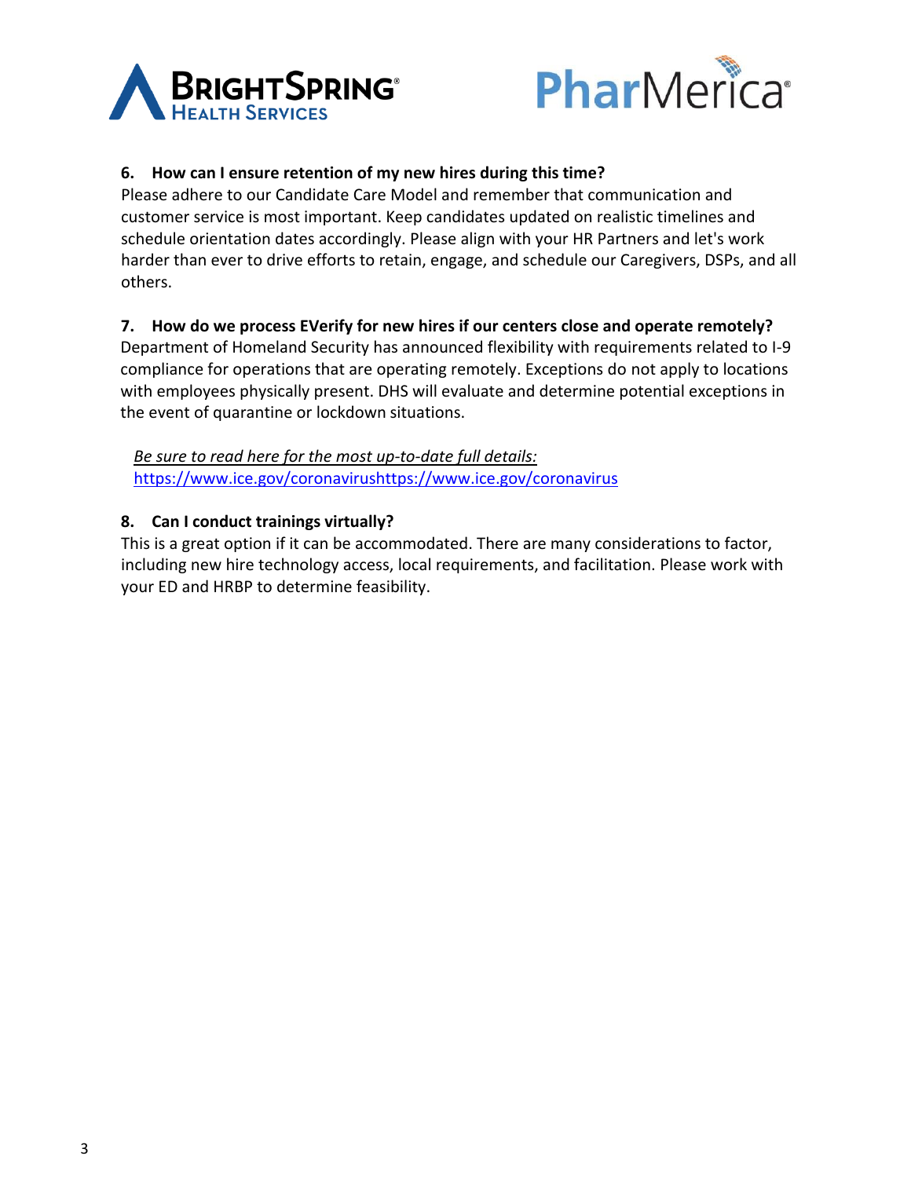**6. How can I ensure retention of my new hires during this time?**

Please adhere to our Candidate Care Model and remember that communication and customer service is most important. Keep candidates updated on realistic timelines and schedule orientation dates accordingly. Please align with your HR Partners and let's work harder than ever to drive efforts to retain, engage, and schedule our Caregivers, DSPs, and all others.

**7. How do we process EVerify for new hires if our centers close and operate remotely?**

Department of Homeland Security has announced flexibility with requirements related to I-9 compliance for operations that are operating remotely. Exceptions do not apply to locations with employees physically present. DHS will evaluate and determine potential exceptions in the event of quarantine or lockdown situations.

*Be sure to read here for the most up-to-date full details:*
https://www.ice.gov/coronavirushttps://www.ice.gov/coronavirus

**8. Can I conduct trainings virtually?**

This is a great option if it can be accommodated. There are many considerations to factor, including new hire technology access, local requirements, and facilitation. Please work with your ED and HRBP to determine feasibility.